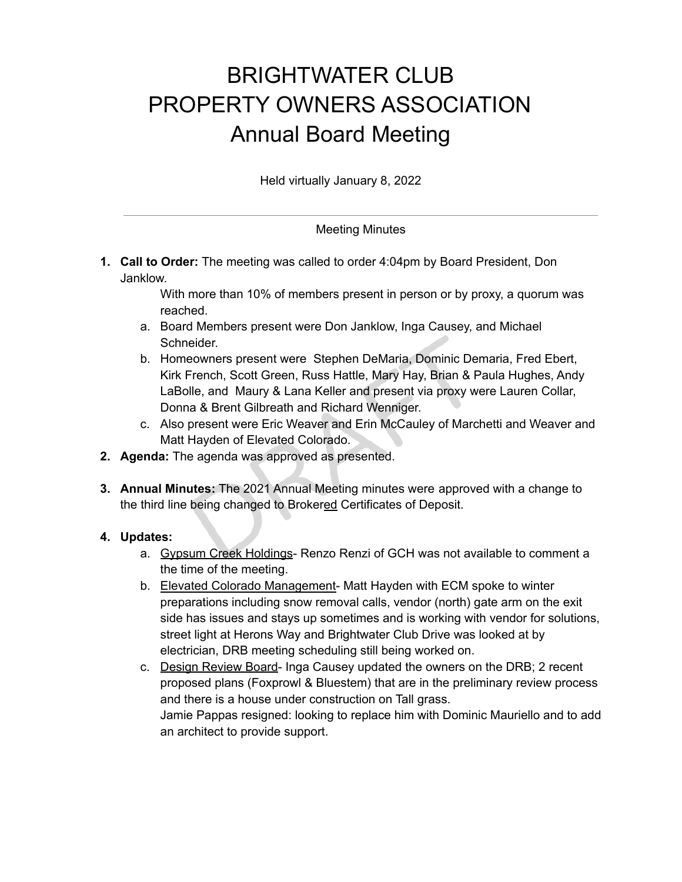# BRIGHTWATER CLUB PROPERTY OWNERS ASSOCIATION Annual Board Meeting

Held virtually January 8, 2022

---

Meeting Minutes

1. **Call to Order:** The meeting was called to order 4:04pm by Board President, Don Janklow.

   With more than 10% of members present in person or by proxy, a quorum was reached.

   a. Board Members present were Don Janklow, Inga Causey, and Michael Schneider.
   b. Homeowners present were Stephen DeMaria, Dominic Demaria, Fred Ebert, Kirk French, Scott Green, Russ Hattle, Mary Hay, Brian & Paula Hughes, Andy LaBolle, and Maury & Lana Keller and present via proxy were Lauren Collar, Donna & Brent Gilbreath and Richard Wenniger.
   c. Also present were Eric Weaver and Erin McCauley of Marchetti and Weaver and Matt Hayden of Elevated Colorado.

2. **Agenda:** The agenda was approved as presented.

3. **Annual Minutes:** The 2021 Annual Meeting minutes were approved with a change to the third line being changed to Brokered Certificates of Deposit.

4. **Updates:**
   a. Gypsum Creek Holdings- Renzo Renzi of GCH was not available to comment a the time of the meeting.
   b. Elevated Colorado Management- Matt Hayden with ECM spoke to winter preparations including snow removal calls, vendor (north) gate arm on the exit side has issues and stays up sometimes and is working with vendor for solutions, street light at Herons Way and Brightwater Club Drive was looked at by electrician, DRB meeting scheduling still being worked on.
   c. Design Review Board- Inga Causey updated the owners on the DRB; 2 recent proposed plans (Foxprowl & Bluestem) that are in the preliminary review process and there is a house under construction on Tall grass.
   Jamie Pappas resigned: looking to replace him with Dominic Mauriello and to add an architect to provide support.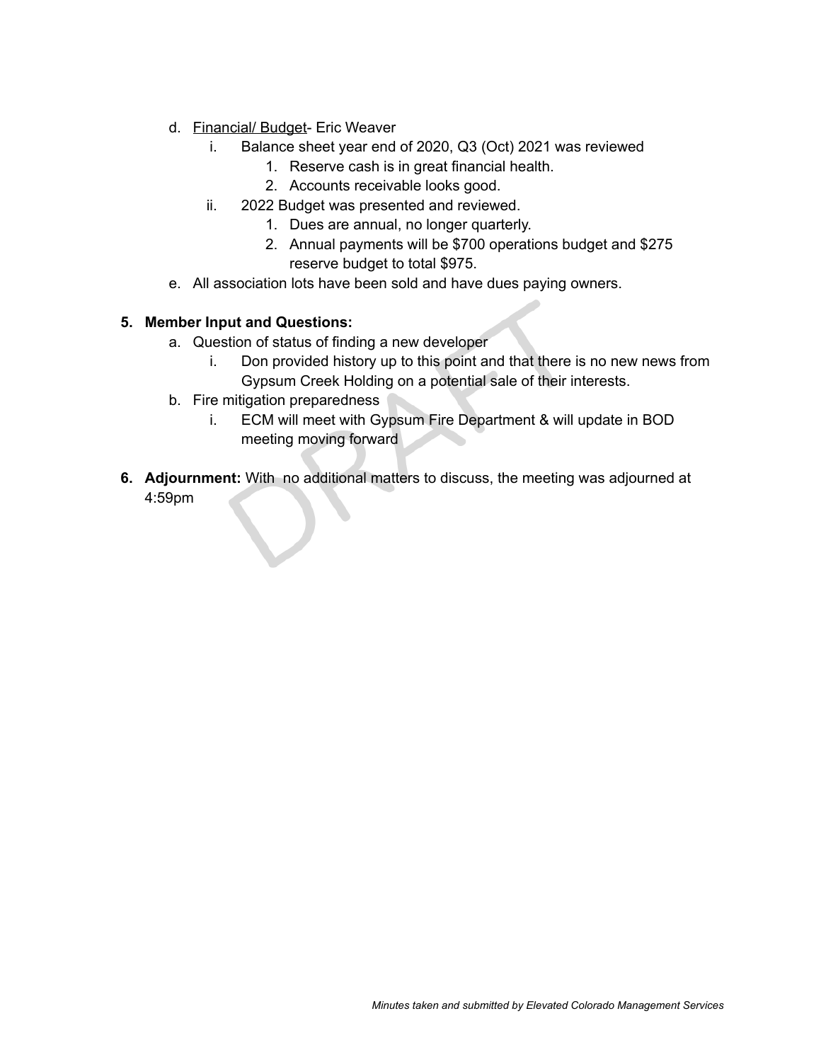d. <u>Financial/ Budget</u>- Eric Weaver
    i. Balance sheet year end of 2020, Q3 (Oct) 2021 was reviewed
        1. Reserve cash is in great financial health.
        2. Accounts receivable looks good.
    ii. 2022 Budget was presented and reviewed.
        1. Dues are annual, no longer quarterly.
        2. Annual payments will be $700 operations budget and $275 reserve budget to total $975.

e. All association lots have been sold and have dues paying owners.

**5. Member Input and Questions:**

a. Question of status of finding a new developer
    i. Don provided history up to this point and that there is no new news from Gypsum Creek Holding on a potential sale of their interests.

b. Fire mitigation preparedness
    i. ECM will meet with Gypsum Fire Department & will update in BOD meeting moving forward

**6. Adjournment:** With no additional matters to discuss, the meeting was adjourned at 4:59pm

*Minutes taken and submitted by Elevated Colorado Management Services*